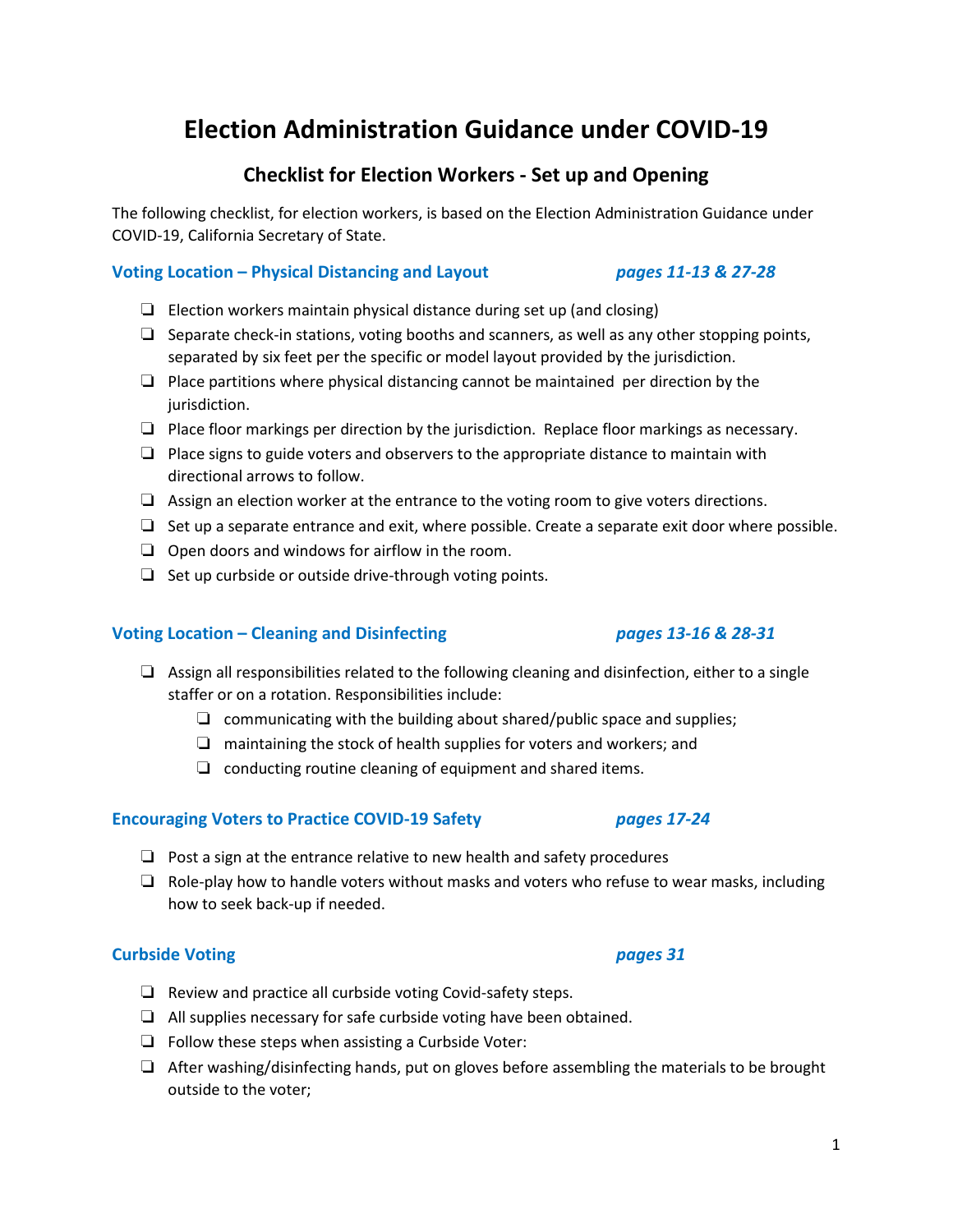# Election Administration Guidance under COVID-19

## Checklist for Election Workers - Set up and Opening

The following checklist, for election workers, is based on the Election Administration Guidance under COVID-19, California Secretary of State.

### Voting Location – Physical Distancing and Layout *pages 11-13 & 27-28*

- ❏ Election workers maintain physical distance during set up (and closing)
- ❏ Separate check-in stations, voting booths and scanners, as well as any other stopping points, separated by six feet per the specific or model layout provided by the jurisdiction.
- ❏ Place partitions where physical distancing cannot be maintained per direction by the jurisdiction.
- ❏ Place floor markings per direction by the jurisdiction. Replace floor markings as necessary.
- ❏ Place signs to guide voters and observers to the appropriate distance to maintain with directional arrows to follow.
- ❏ Assign an election worker at the entrance to the voting room to give voters directions.
- ❏ Set up a separate entrance and exit, where possible. Create a separate exit door where possible.
- ❏ Open doors and windows for airflow in the room.
- ❏ Set up curbside or outside drive-through voting points.

### Voting Location – Cleaning and Disinfecting *pages 13-16 & 28-31*

- ❏ Assign all responsibilities related to the following cleaning and disinfection, either to a single staffer or on a rotation. Responsibilities include:
  - ❏ communicating with the building about shared/public space and supplies;
  - ❏ maintaining the stock of health supplies for voters and workers; and
  - ❏ conducting routine cleaning of equipment and shared items.

### Encouraging Voters to Practice COVID-19 Safety *pages 17-24*

- ❏ Post a sign at the entrance relative to new health and safety procedures
- ❏ Role-play how to handle voters without masks and voters who refuse to wear masks, including how to seek back-up if needed.

### Curbside Voting *pages 31*

- ❏ Review and practice all curbside voting Covid-safety steps.
- ❏ All supplies necessary for safe curbside voting have been obtained.
- ❏ Follow these steps when assisting a Curbside Voter:
- ❏ After washing/disinfecting hands, put on gloves before assembling the materials to be brought outside to the voter;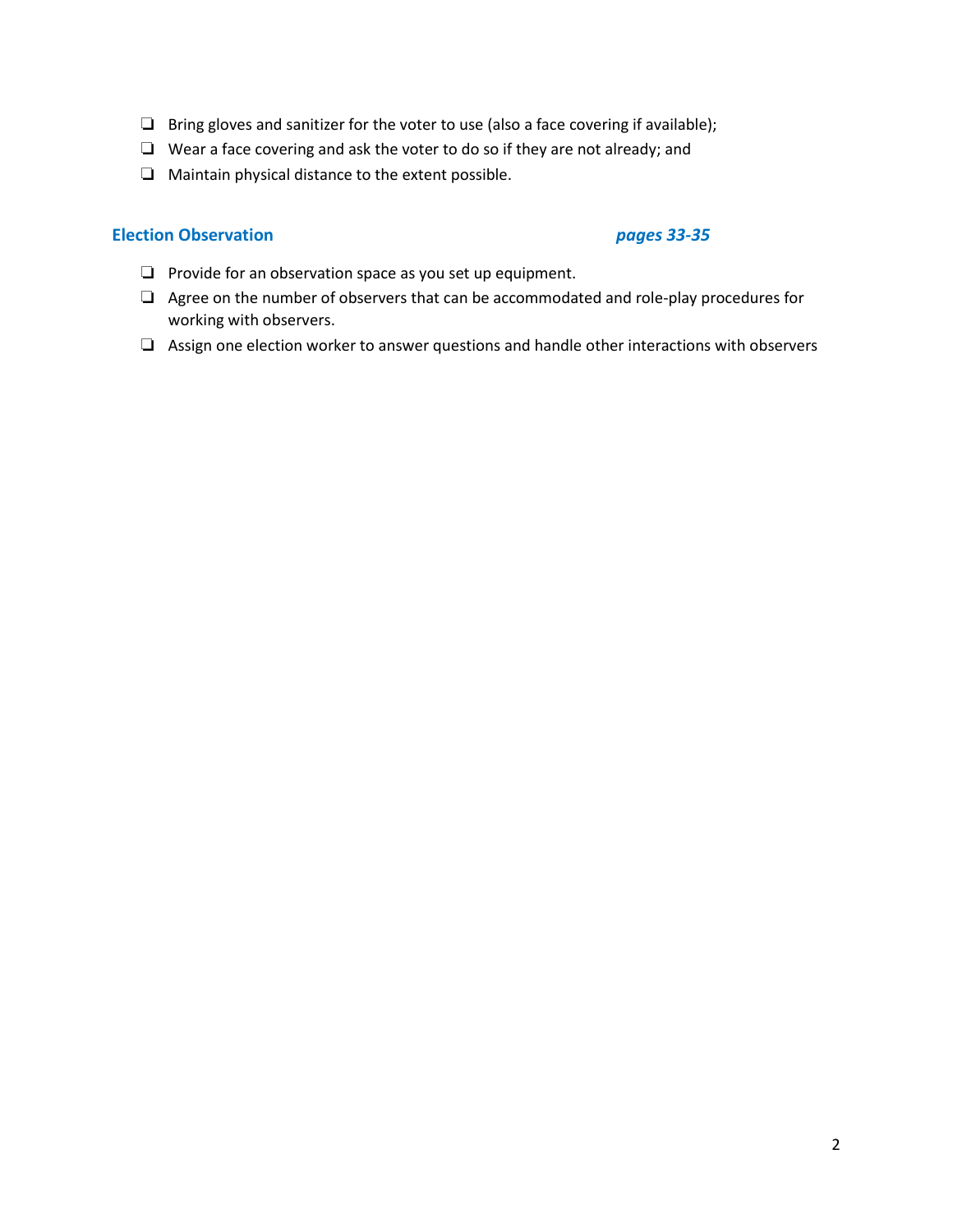- ❑ Bring gloves and sanitizer for the voter to use (also a face covering if available);
- ❑ Wear a face covering and ask the voter to do so if they are not already; and
- ❑ Maintain physical distance to the extent possible.

### Election Observation *pages 33-35*

- ❑ Provide for an observation space as you set up equipment.
- ❑ Agree on the number of observers that can be accommodated and role-play procedures for working with observers.
- ❑ Assign one election worker to answer questions and handle other interactions with observers